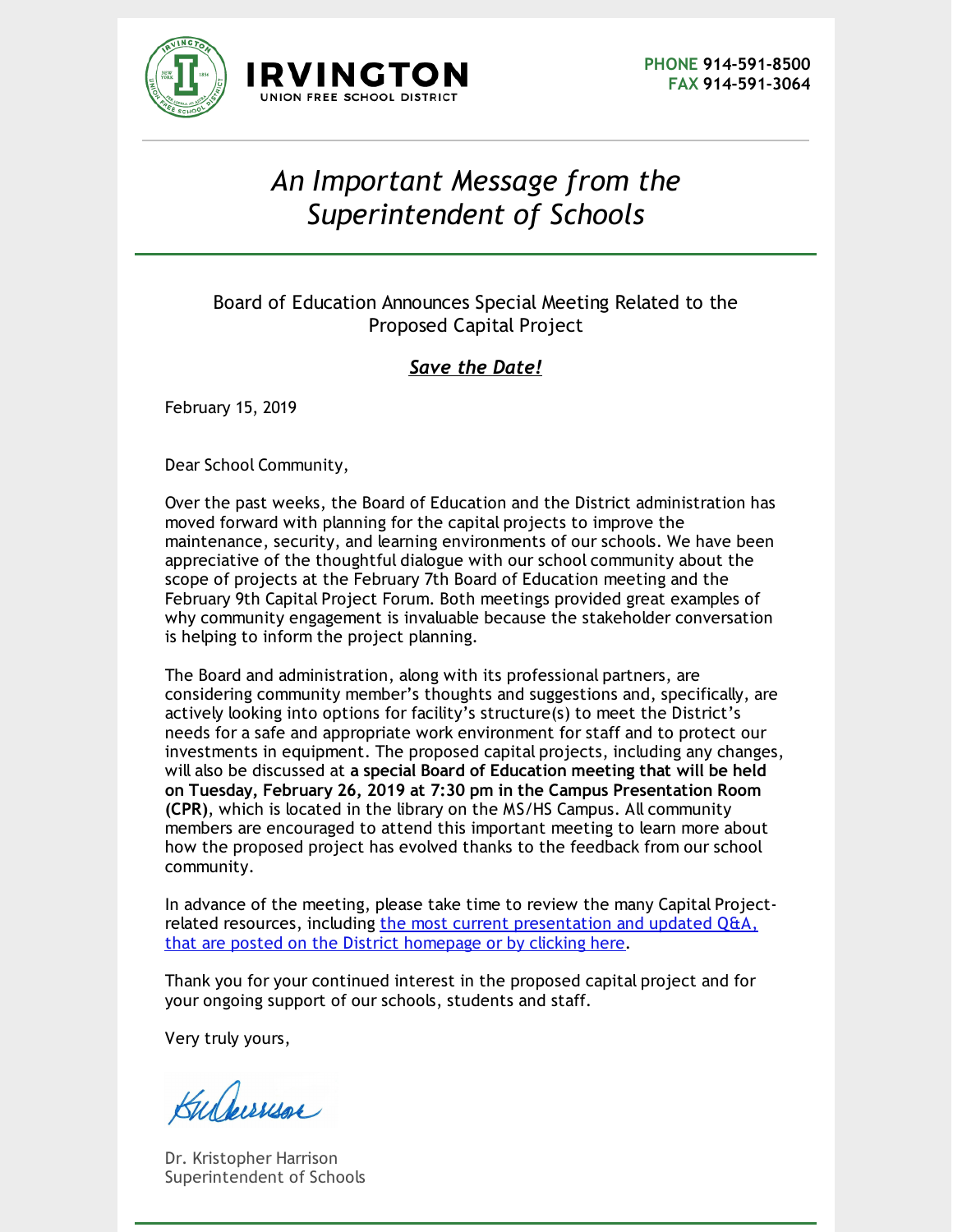# IRVINGTON
UNION FREE SCHOOL DISTRICT

**PHONE** 914-591-8500
**FAX** 914-591-3064

## *An Important Message from the Superintendent of Schools*

Board of Education Announces Special Meeting Related to the Proposed Capital Project

***Save the Date!***

February 15, 2019

Dear School Community,

Over the past weeks, the Board of Education and the District administration has moved forward with planning for the capital projects to improve the maintenance, security, and learning environments of our schools. We have been appreciative of the thoughtful dialogue with our school community about the scope of projects at the February 7th Board of Education meeting and the February 9th Capital Project Forum. Both meetings provided great examples of why community engagement is invaluable because the stakeholder conversation is helping to inform the project planning.

The Board and administration, along with its professional partners, are considering community member's thoughts and suggestions and, specifically, are actively looking into options for facility's structure(s) to meet the District's needs for a safe and appropriate work environment for staff and to protect our investments in equipment. The proposed capital projects, including any changes, will also be discussed at **a special Board of Education meeting that will be held on Tuesday, February 26, 2019 at 7:30 pm in the Campus Presentation Room (CPR)**, which is located in the library on the MS/HS Campus. All community members are encouraged to attend this important meeting to learn more about how the proposed project has evolved thanks to the feedback from our school community.

In advance of the meeting, please take time to review the many Capital Project-related resources, including the most current presentation and updated Q&A, that are posted on the District homepage or by clicking here.

Thank you for your continued interest in the proposed capital project and for your ongoing support of our schools, students and staff.

Very truly yours,

Dr. Kristopher Harrison
Superintendent of Schools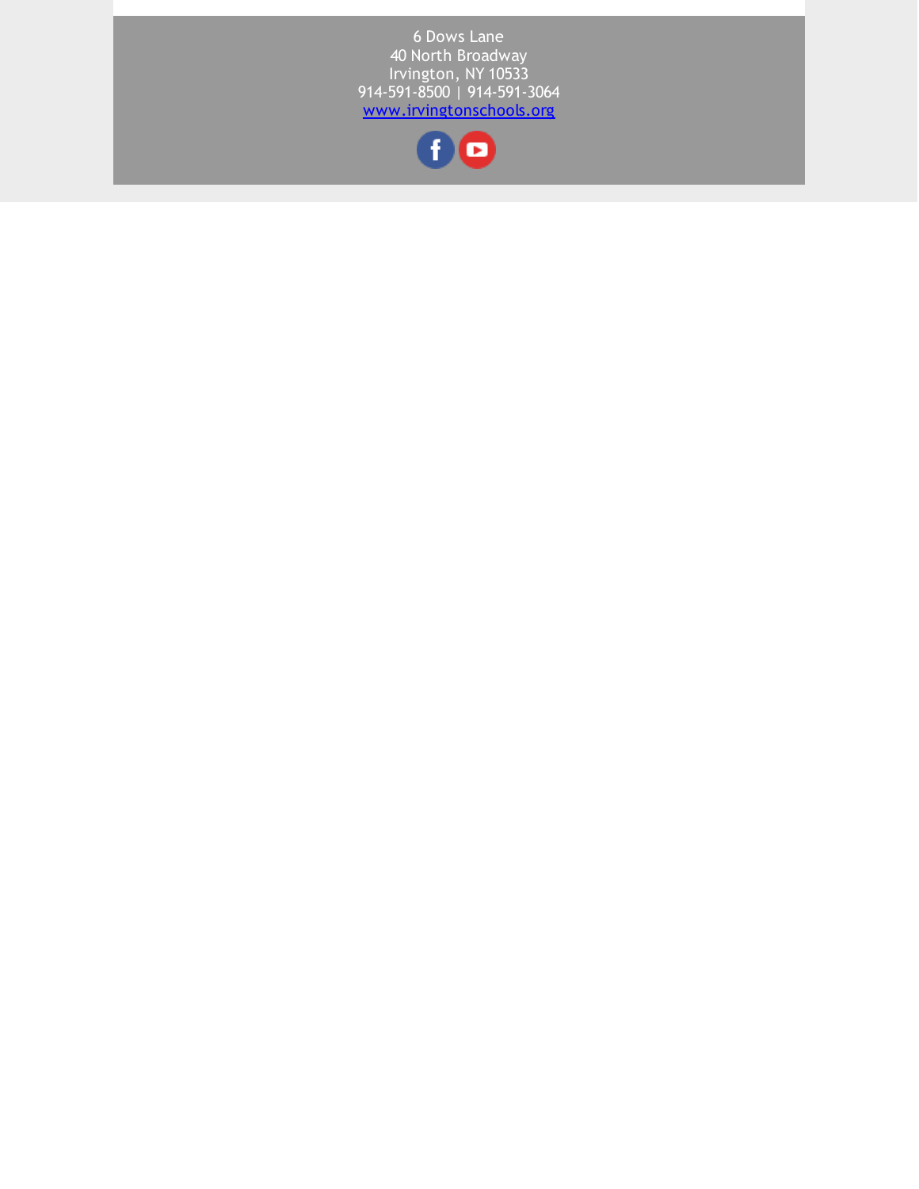6 Dows Lane
40 North Broadway
Irvington, NY 10533
914-591-8500 | 914-591-3064
[www.irvingtonschools.org](http://www.irvingtonschools.org)